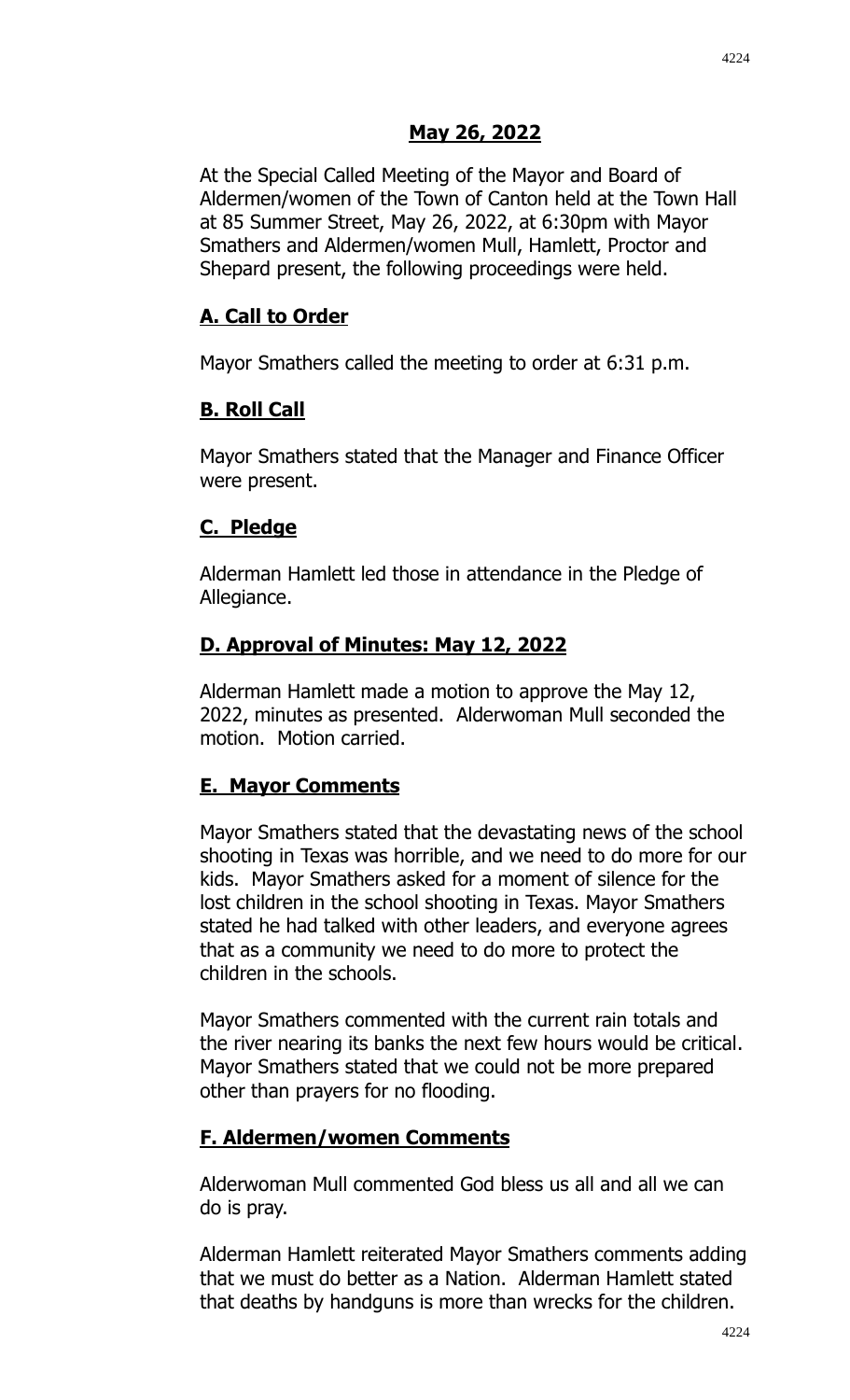# May 26, 2022

At the Special Called Meeting of the Mayor and Board of Aldermen/women of the Town of Canton held at the Town Hall at 85 Summer Street, May 26, 2022, at 6:30pm with Mayor Smathers and Aldermen/women Mull, Hamlett, Proctor and Shepard present, the following proceedings were held.

## A. Call to Order

Mayor Smathers called the meeting to order at 6:31 p.m.

## B. Roll Call

Mayor Smathers stated that the Manager and Finance Officer were present.

## C. Pledge

Alderman Hamlett led those in attendance in the Pledge of Allegiance.

## D. Approval of Minutes: May 12, 2022

Alderman Hamlett made a motion to approve the May 12, 2022, minutes as presented. Alderwoman Mull seconded the motion. Motion carried.

## E. Mayor Comments

Mayor Smathers stated that the devastating news of the school shooting in Texas was horrible, and we need to do more for our kids. Mayor Smathers asked for a moment of silence for the lost children in the school shooting in Texas. Mayor Smathers stated he had talked with other leaders, and everyone agrees that as a community we need to do more to protect the children in the schools.

Mayor Smathers commented with the current rain totals and the river nearing its banks the next few hours would be critical. Mayor Smathers stated that we could not be more prepared other than prayers for no flooding.

## F. Aldermen/women Comments

Alderwoman Mull commented God bless us all and all we can do is pray.

Alderman Hamlett reiterated Mayor Smathers comments adding that we must do better as a Nation. Alderman Hamlett stated that deaths by handguns is more than wrecks for the children.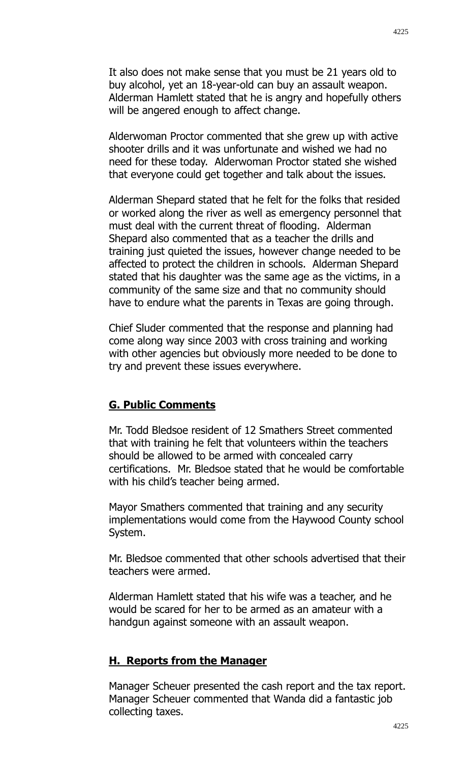It also does not make sense that you must be 21 years old to buy alcohol, yet an 18-year-old can buy an assault weapon. Alderman Hamlett stated that he is angry and hopefully others will be angered enough to affect change.

Alderwoman Proctor commented that she grew up with active shooter drills and it was unfortunate and wished we had no need for these today. Alderwoman Proctor stated she wished that everyone could get together and talk about the issues.

Alderman Shepard stated that he felt for the folks that resided or worked along the river as well as emergency personnel that must deal with the current threat of flooding. Alderman Shepard also commented that as a teacher the drills and training just quieted the issues, however change needed to be affected to protect the children in schools. Alderman Shepard stated that his daughter was the same age as the victims, in a community of the same size and that no community should have to endure what the parents in Texas are going through.

Chief Sluder commented that the response and planning had come along way since 2003 with cross training and working with other agencies but obviously more needed to be done to try and prevent these issues everywhere.

## **G. Public Comments**

Mr. Todd Bledsoe resident of 12 Smathers Street commented that with training he felt that volunteers within the teachers should be allowed to be armed with concealed carry certifications. Mr. Bledsoe stated that he would be comfortable with his child's teacher being armed.

Mayor Smathers commented that training and any security implementations would come from the Haywood County school System.

Mr. Bledsoe commented that other schools advertised that their teachers were armed.

Alderman Hamlett stated that his wife was a teacher, and he would be scared for her to be armed as an amateur with a handgun against someone with an assault weapon.

## **H. Reports from the Manager**

Manager Scheuer presented the cash report and the tax report. Manager Scheuer commented that Wanda did a fantastic job collecting taxes.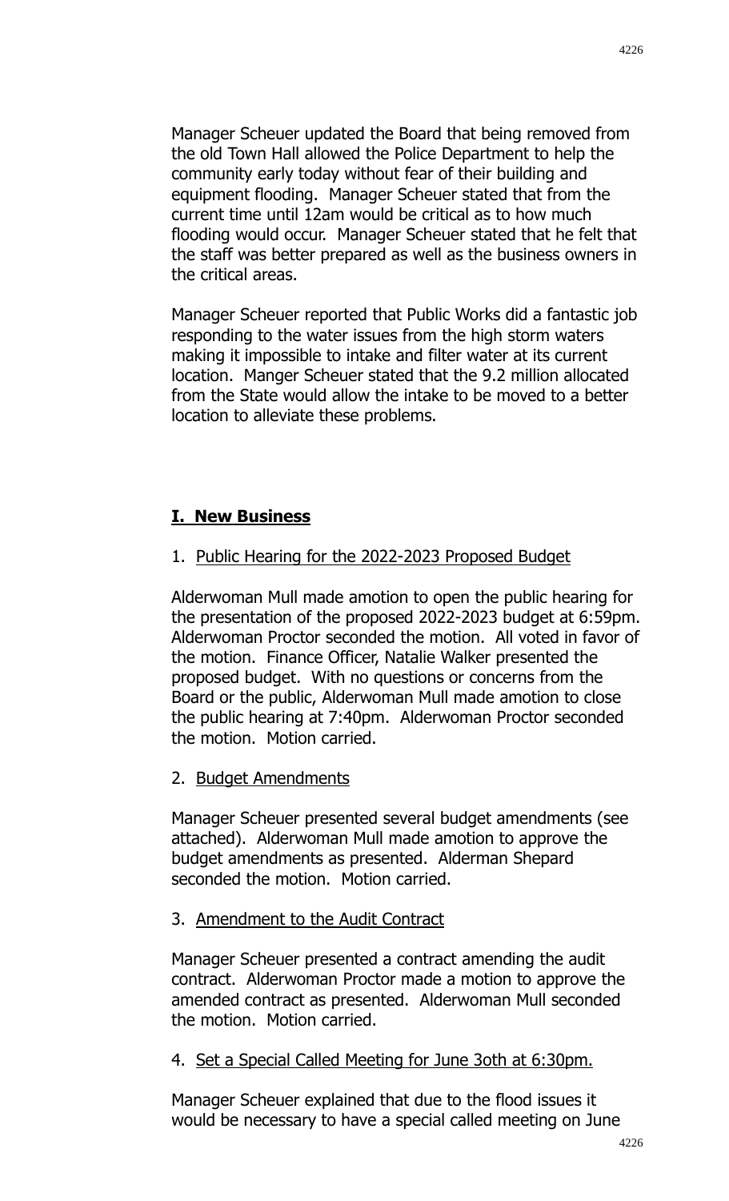Manager Scheuer updated the Board that being removed from the old Town Hall allowed the Police Department to help the community early today without fear of their building and equipment flooding. Manager Scheuer stated that from the current time until 12am would be critical as to how much flooding would occur. Manager Scheuer stated that he felt that the staff was better prepared as well as the business owners in the critical areas.

Manager Scheuer reported that Public Works did a fantastic job responding to the water issues from the high storm waters making it impossible to intake and filter water at its current location. Manger Scheuer stated that the 9.2 million allocated from the State would allow the intake to be moved to a better location to alleviate these problems.

## I. New Business

1. Public Hearing for the 2022-2023 Proposed Budget

Alderwoman Mull made amotion to open the public hearing for the presentation of the proposed 2022-2023 budget at 6:59pm. Alderwoman Proctor seconded the motion. All voted in favor of the motion. Finance Officer, Natalie Walker presented the proposed budget. With no questions or concerns from the Board or the public, Alderwoman Mull made amotion to close the public hearing at 7:40pm. Alderwoman Proctor seconded the motion. Motion carried.

2. Budget Amendments

Manager Scheuer presented several budget amendments (see attached). Alderwoman Mull made amotion to approve the budget amendments as presented. Alderman Shepard seconded the motion. Motion carried.

3. Amendment to the Audit Contract

Manager Scheuer presented a contract amending the audit contract. Alderwoman Proctor made a motion to approve the amended contract as presented. Alderwoman Mull seconded the motion. Motion carried.

4. Set a Special Called Meeting for June 3oth at 6:30pm.

Manager Scheuer explained that due to the flood issues it would be necessary to have a special called meeting on June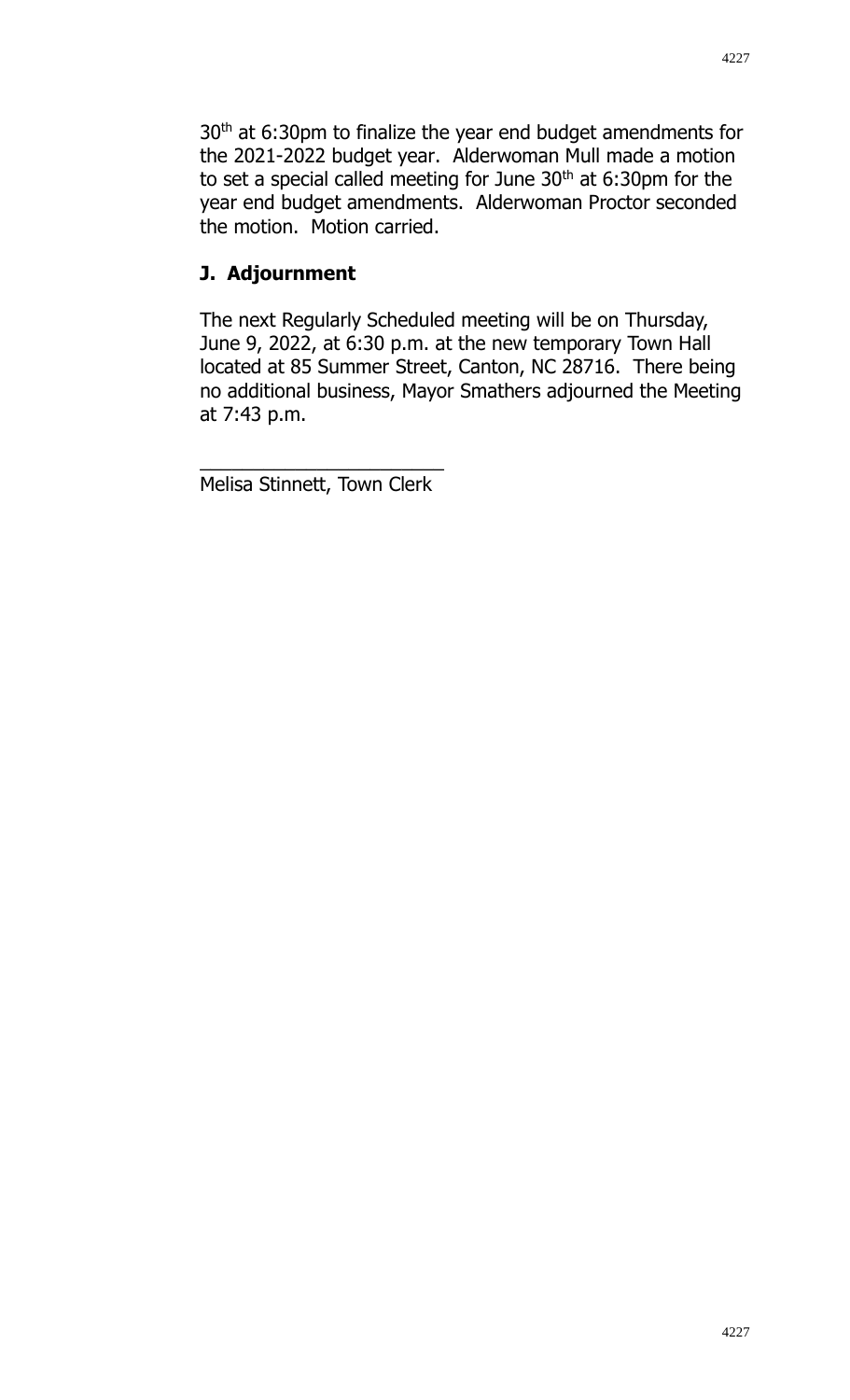30th at 6:30pm to finalize the year end budget amendments for the 2021-2022 budget year. Alderwoman Mull made a motion to set a special called meeting for June 30th at 6:30pm for the year end budget amendments. Alderwoman Proctor seconded the motion. Motion carried.

## J. Adjournment

The next Regularly Scheduled meeting will be on Thursday, June 9, 2022, at 6:30 p.m. at the new temporary Town Hall located at 85 Summer Street, Canton, NC 28716. There being no additional business, Mayor Smathers adjourned the Meeting at 7:43 p.m.

_______________________

Melisa Stinnett, Town Clerk